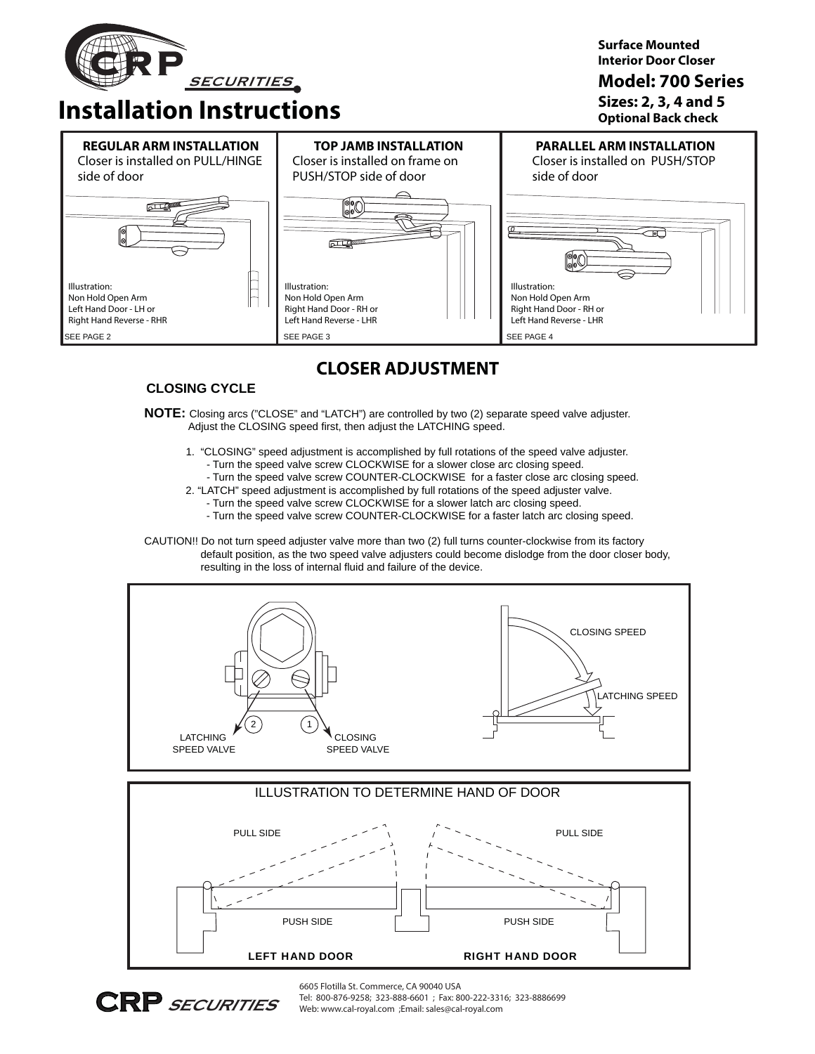# Installation Instructions

**Surface Mounted Interior Door Closer**

**Model: 700 Series**

**Sizes: 2, 3, 4 and 5**

**Optional Back check**

### REGULAR ARM INSTALLATION

Closer is installed on PULL/HINGE side of door

Illustration:
Non Hold Open Arm
Left Hand Door - LH or
Right Hand Reverse - RHR

SEE PAGE 2

### TOP JAMB INSTALLATION

Closer is installed on frame on PUSH/STOP side of door

Illustration:
Non Hold Open Arm
Right Hand Door - RH or
Left Hand Reverse - LHR

SEE PAGE 3

### PARALLEL ARM INSTALLATION

Closer is installed on PUSH/STOP side of door

Illustration:
Non Hold Open Arm
Right Hand Door - RH or
Left Hand Reverse - LHR

SEE PAGE 4

## CLOSER ADJUSTMENT

### CLOSING CYCLE

**NOTE:** Closing arcs ("CLOSE" and "LATCH") are controlled by two (2) separate speed valve adjuster. Adjust the CLOSING speed first, then adjust the LATCHING speed.

1. "CLOSING" speed adjustment is accomplished by full rotations of the speed valve adjuster.
   - Turn the speed valve screw CLOCKWISE for a slower close arc closing speed.
   - Turn the speed valve screw COUNTER-CLOCKWISE for a faster close arc closing speed.
2. "LATCH" speed adjustment is accomplished by full rotations of the speed adjuster valve.
   - Turn the speed valve screw CLOCKWISE for a slower latch arc closing speed.
   - Turn the speed valve screw COUNTER-CLOCKWISE for a faster latch arc closing speed.

CAUTION!! Do not turn speed adjuster valve more than two (2) full turns counter-clockwise from its factory default position, as the two speed valve adjusters could become dislodge from the door closer body, resulting in the loss of internal fluid and failure of the device.

2 LATCHING SPEED VALVE

1 CLOSING SPEED VALVE

CLOSING SPEED

LATCHING SPEED

ILLUSTRATION TO DETERMINE HAND OF DOOR

PULL SIDE

PUSH SIDE

LEFT HAND DOOR

PULL SIDE

PUSH SIDE

RIGHT HAND DOOR

CRP SECURITIES

6605 Flotilla St. Commerce, CA 90040 USA
Tel: 800-876-9258; 323-888-6601 ; Fax: 800-222-3316; 323-8886699
Web: www.cal-royal.com ;Email: sales@cal-royal.com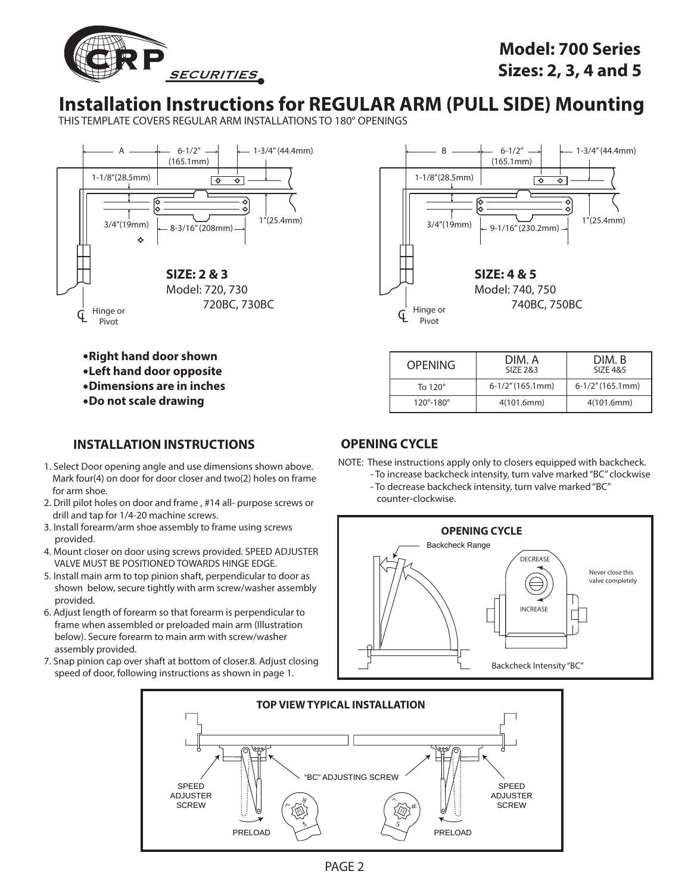**Model: 700 Series**
**Sizes: 2, 3, 4 and 5**

# Installation Instructions for REGULAR ARM (PULL SIDE) Mounting

THIS TEMPLATE COVERS REGULAR ARM INSTALLATIONS TO 180° OPENINGS

A — 6-1/2" (165.1mm) — 1-3/4" (44.4mm)
1-1/8"(28.5mm)
3/4"(19mm)
8-3/16" (208mm)
1"(25.4mm)

**SIZE: 2 & 3**
Model: 720, 730
720BC, 730BC

℄ Hinge or Pivot

B — 6-1/2" (165.1mm) — 1-3/4" (44.4mm)
1-1/8"(28.5mm)
3/4"(19mm)
9-1/16" (230.2mm)
1"(25.4mm)

**SIZE: 4 & 5**
Model: 740, 750
740BC, 750BC

℄ Hinge or Pivot

- **Right hand door shown**
- **Left hand door opposite**
- **Dimensions are in inches**
- **Do not scale drawing**

| OPENING | DIM. A SIZE 2&3 | DIM. B SIZE 4&5 |
|---|---|---|
| To 120° | 6-1/2" (165.1mm) | 6-1/2" (165.1mm) |
| 120°-180° | 4(101.6mm) | 4(101.6mm) |

## INSTALLATION INSTRUCTIONS

1. Select Door opening angle and use dimensions shown above. Mark four(4) on door for door closer and two(2) holes on frame for arm shoe.
2. Drill pilot holes on door and frame , #14 all- purpose screws or drill and tap for 1/4-20 machine screws.
3. Install forearm/arm shoe assembly to frame using screws provided.
4. Mount closer on door using screws provided. SPEED ADJUSTER VALVE MUST BE POSITIONED TOWARDS HINGE EDGE.
5. Install main arm to top pinion shaft, perpendicular to door as shown below, secure tightly with arm screw/washer assembly provided.
6. Adjust length of forearm so that forearm is perpendicular to frame when assembled or preloaded main arm (Illustration below). Secure forearm to main arm with screw/washer assembly provided.
7. Snap pinion cap over shaft at bottom of closer.8. Adjust closing speed of door, following instructions as shown in page 1.

## OPENING CYCLE

NOTE: These instructions apply only to closers equipped with backcheck.
- To increase backcheck intensity, turn valve marked "BC" clockwise
- To decrease backcheck intensity, turn valve marked "BC" counter-clockwise.

**OPENING CYCLE**

Backcheck Range
DECREASE
INCREASE
Never close this valve completely
Backcheck Intensity "BC"

**TOP VIEW TYPICAL INSTALLATION**

SPEED ADJUSTER SCREW
"BC" ADJUSTING SCREW
SPEED ADJUSTER SCREW
PRELOAD
PRELOAD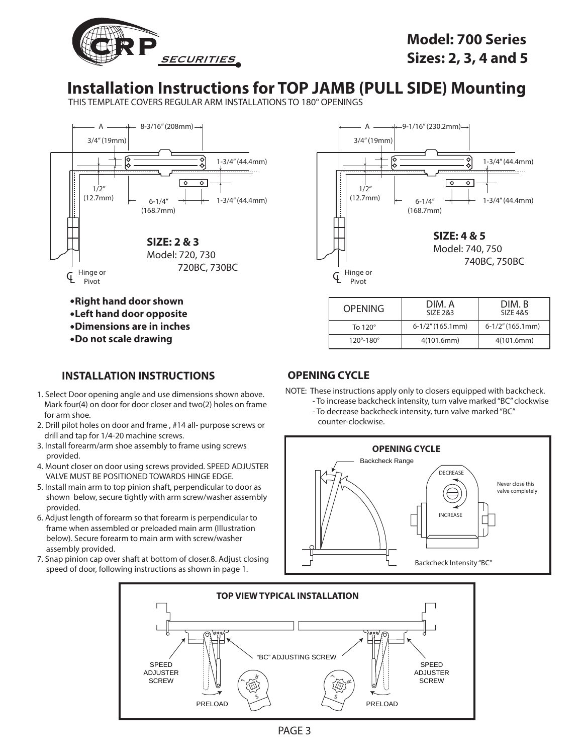# Model: 700 Series
# Sizes: 2, 3, 4 and 5

# Installation Instructions for TOP JAMB (PULL SIDE) Mounting

THIS TEMPLATE COVERS REGULAR ARM INSTALLATIONS TO 180° OPENINGS

A — 8-3/16" (208mm)
3/4" (19mm)
1-3/4" (44.4mm)
1/2" (12.7mm)
6-1/4" (168.7mm)
1-3/4" (44.4mm)

**SIZE: 2 & 3**
Model: 720, 730
720BC, 730BC

Hinge or Pivot

A — 9-1/16" (230.2mm)
3/4" (19mm)
1-3/4" (44.4mm)
1/2" (12.7mm)
6-1/4" (168.7mm)
1-3/4" (44.4mm)

**SIZE: 4 & 5**
Model: 740, 750
740BC, 750BC

Hinge or Pivot

- **Right hand door shown**
- **Left hand door opposite**
- **Dimensions are in inches**
- **Do not scale drawing**

| OPENING | DIM. A SIZE 2&3 | DIM. B SIZE 4&5 |
|---|---|---|
| To 120° | 6-1/2" (165.1mm) | 6-1/2" (165.1mm) |
| 120°-180° | 4(101.6mm) | 4(101.6mm) |

## INSTALLATION INSTRUCTIONS

1. Select Door opening angle and use dimensions shown above. Mark four(4) on door for door closer and two(2) holes on frame for arm shoe.
2. Drill pilot holes on door and frame , #14 all- purpose screws or drill and tap for 1/4-20 machine screws.
3. Install forearm/arm shoe assembly to frame using screws provided.
4. Mount closer on door using screws provided. SPEED ADJUSTER VALVE MUST BE POSITIONED TOWARDS HINGE EDGE.
5. Install main arm to top pinion shaft, perpendicular to door as shown below, secure tightly with arm screw/washer assembly provided.
6. Adjust length of forearm so that forearm is perpendicular to frame when assembled or preloaded main arm (Illustration below). Secure forearm to main arm with screw/washer assembly provided.
7. Snap pinion cap over shaft at bottom of closer.8. Adjust closing speed of door, following instructions as shown in page 1.

## OPENING CYCLE

NOTE: These instructions apply only to closers equipped with backcheck.
- To increase backcheck intensity, turn valve marked "BC" clockwise
- To decrease backcheck intensity, turn valve marked "BC" counter-clockwise.

**OPENING CYCLE**

Backcheck Range
DECREASE
INCREASE
Never close this valve completely
Backcheck Intensity "BC"

**TOP VIEW TYPICAL INSTALLATION**

SPEED ADJUSTER SCREW
"BC" ADJUSTING SCREW
SPEED ADJUSTER SCREW
PRELOAD
PRELOAD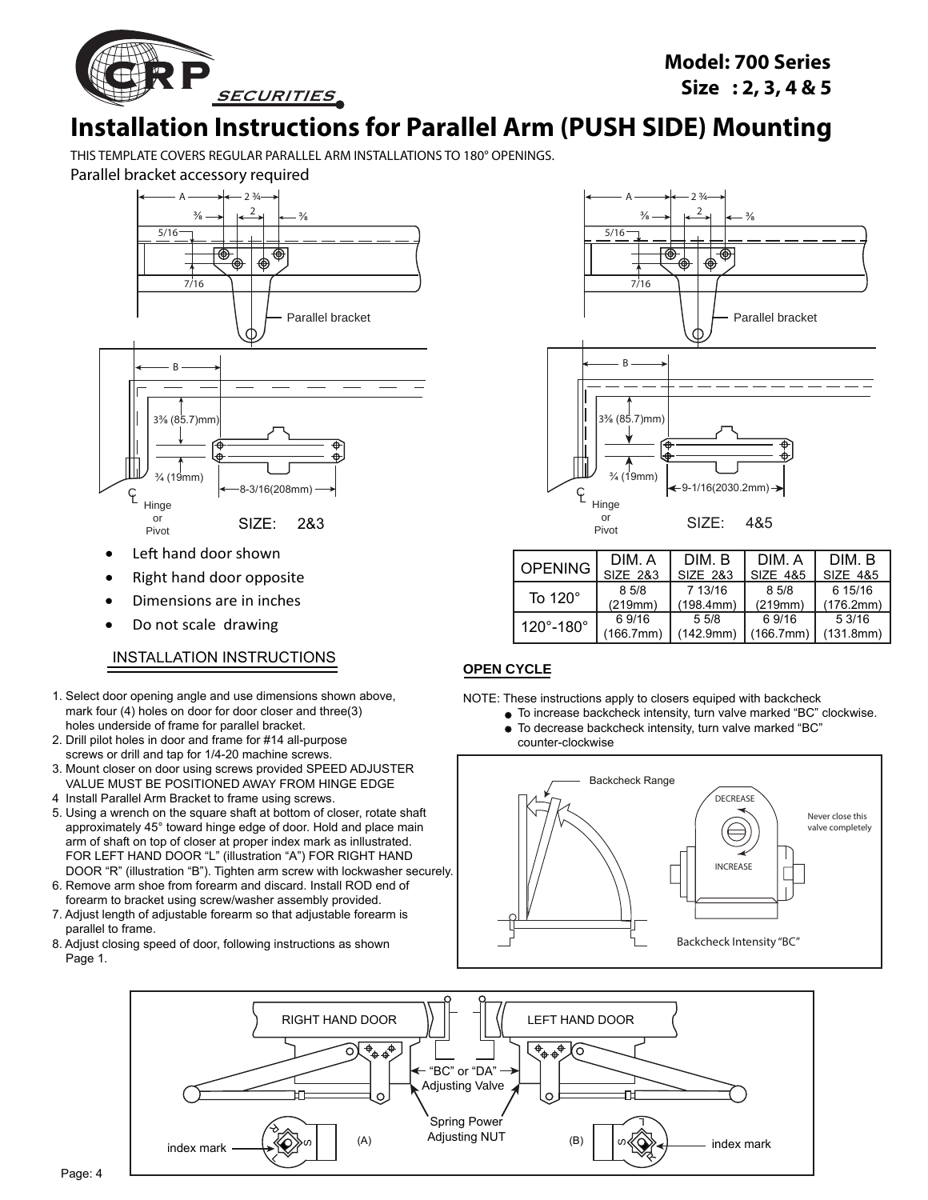**Model: 700 Series**
**Size : 2, 3, 4 & 5**

# Installation Instructions for Parallel Arm (PUSH SIDE) Mounting

THIS TEMPLATE COVERS REGULAR PARALLEL ARM INSTALLATIONS TO 180° OPENINGS.

Parallel bracket accessory required

A
2 ¾
⅜
2
⅜
5/16
7/16
Parallel bracket
B
3⅜ (85.7)mm)
¾ (19mm)
8-3/16(208mm)
Hinge or Pivot
SIZE: 2&3

A
2 ¾
⅜
2
⅜
5/16
7/16
Parallel bracket
B
3⅜ (85.7)mm)
¾ (19mm)
9-1/16(2030.2mm)
Hinge or Pivot
SIZE: 4&5

- Left hand door shown
- Right hand door opposite
- Dimensions are in inches
- Do not scale drawing

| OPENING | DIM. A SIZE 2&3 | DIM. B SIZE 2&3 | DIM. A SIZE 4&5 | DIM. B SIZE 4&5 |
|---|---|---|---|---|
| To 120° | 8 5/8 (219mm) | 7 13/16 (198.4mm) | 8 5/8 (219mm) | 6 15/16 (176.2mm) |
| 120°-180° | 6 9/16 (166.7mm) | 5 5/8 (142.9mm) | 6 9/16 (166.7mm) | 5 3/16 (131.8mm) |

## INSTALLATION INSTRUCTIONS

1. Select door opening angle and use dimensions shown above, mark four (4) holes on door for door closer and three(3) holes underside of frame for parallel bracket.
2. Drill pilot holes in door and frame for #14 all-purpose screws or drill and tap for 1/4-20 machine screws.
3. Mount closer on door using screws provided SPEED ADJUSTER VALUE MUST BE POSITIONED AWAY FROM HINGE EDGE
4. Install Parallel Arm Bracket to frame using screws.
5. Using a wrench on the square shaft at bottom of closer, rotate shaft approximately 45° toward hinge edge of door. Hold and place main arm of shaft on top of closer at proper index mark as inllustrated. FOR LEFT HAND DOOR "L" (illustration "A") FOR RIGHT HAND DOOR "R" (illustration "B"). Tighten arm screw with lockwasher securely.
6. Remove arm shoe from forearm and discard. Install ROD end of forearm to bracket using screw/washer assembly provided.
7. Adjust length of adjustable forearm so that adjustable forearm is parallel to frame.
8. Adjust closing speed of door, following instructions as shown Page 1.

## OPEN CYCLE

NOTE: These instructions apply to closers equiped with backcheck

- To increase backcheck intensity, turn valve marked "BC" clockwise.
- To decrease backcheck intensity, turn valve marked "BC" counter-clockwise

Backcheck Range
DECREASE
INCREASE
Never close this valve completely
Backcheck Intensity "BC"

RIGHT HAND DOOR
LEFT HAND DOOR
"BC" or "DA" Adjusting Valve
Spring Power Adjusting NUT
index mark
(A)
(B)
index mark